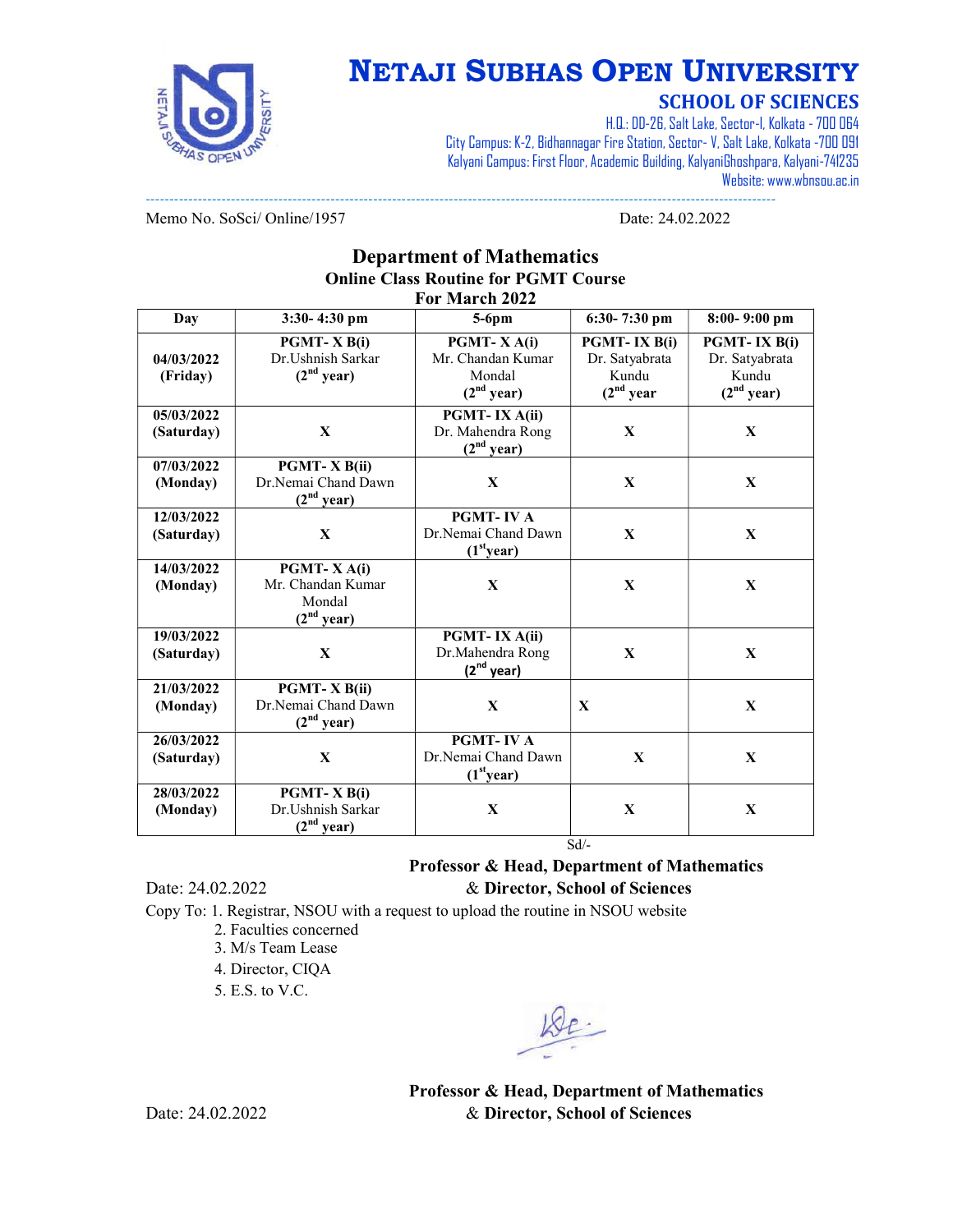# NETAJI SUBHAS OPEN UNIVERSITY

## SCHOOL OF SCIENCES

H.Q.: DD-26, Salt Lake, Sector-I, Kolkata - 700 064
City Campus: K-2, Bidhannagar Fire Station, Sector- V, Salt Lake, Kolkata -700 091
Kalyani Campus: First Floor, Academic Building, KalyaniGhoshpara, Kalyani-741235
Website: www.wbnsou.ac.in

---

Memo No. SoSci/ Online/1957 Date: 24.02.2022

## Department of Mathematics

### Online Class Routine for PGMT Course

### For March 2022

| Day | 3:30- 4:30 pm | 5-6pm | 6:30- 7:30 pm | 8:00- 9:00 pm |
|---|---|---|---|---|
| **04/03/2022 (Friday)** | **PGMT- X B(i)** Dr.Ushnish Sarkar **(2nd year)** | **PGMT- X A(i)** Mr. Chandan Kumar Mondal **(2nd year)** | **PGMT- IX B(i)** Dr. Satyabrata Kundu **(2nd year** | **PGMT- IX B(i)** Dr. Satyabrata Kundu **(2nd year)** |
| **05/03/2022 (Saturday)** | **X** | **PGMT- IX A(ii)** Dr. Mahendra Rong **(2nd year)** | **X** | **X** |
| **07/03/2022 (Monday)** | **PGMT- X B(ii)** Dr.Nemai Chand Dawn **(2nd year)** | **X** | **X** | **X** |
| **12/03/2022 (Saturday)** | **X** | **PGMT- IV A** Dr.Nemai Chand Dawn **(1st year)** | **X** | **X** |
| **14/03/2022 (Monday)** | **PGMT- X A(i)** Mr. Chandan Kumar Mondal **(2nd year)** | **X** | **X** | **X** |
| **19/03/2022 (Saturday)** | **X** | **PGMT- IX A(ii)** Dr.Mahendra Rong **(2nd year)** | **X** | **X** |
| **21/03/2022 (Monday)** | **PGMT- X B(ii)** Dr.Nemai Chand Dawn **(2nd year)** | **X** | **X** | **X** |
| **26/03/2022 (Saturday)** | **X** | **PGMT- IV A** Dr.Nemai Chand Dawn **(1st year)** | **X** | **X** |
| **28/03/2022 (Monday)** | **PGMT- X B(i)** Dr.Ushnish Sarkar **(2nd year)** | **X** | **X** | **X** |

Sd/-

**Professor & Head, Department of Mathematics**
**& Director, School of Sciences**

Date: 24.02.2022

Copy To: 1. Registrar, NSOU with a request to upload the routine in NSOU website
2. Faculties concerned
3. M/s Team Lease
4. Director, CIQA
5. E.S. to V.C.

**Professor & Head, Department of Mathematics**
**& Director, School of Sciences**

Date: 24.02.2022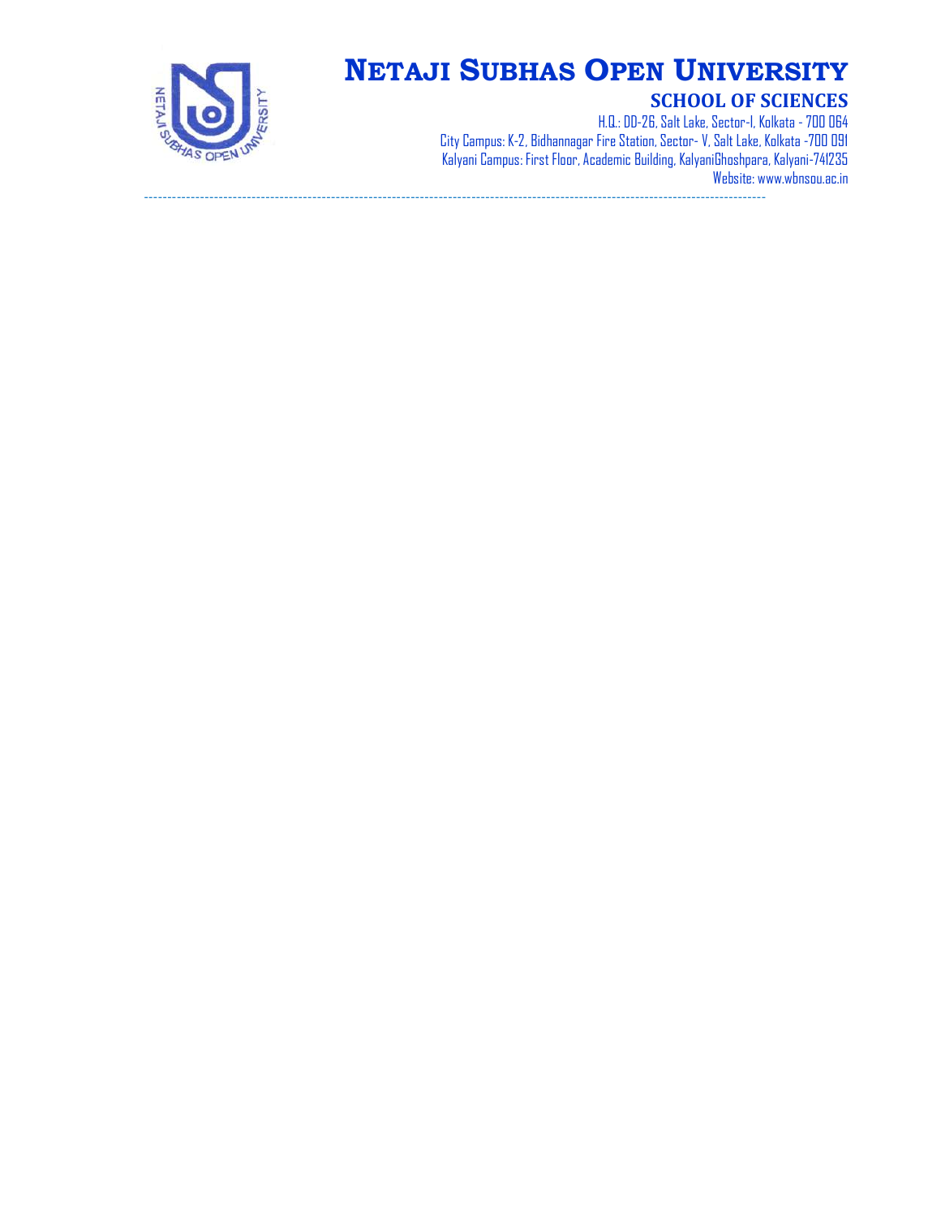# NETAJI SUBHAS OPEN UNIVERSITY

## SCHOOL OF SCIENCES

H.Q.: DD-26, Salt Lake, Sector-I, Kolkata - 700 064

City Campus: K-2, Bidhannagar Fire Station, Sector- V, Salt Lake, Kolkata -700 091

Kalyani Campus: First Floor, Academic Building, KalyaniGhoshpara, Kalyani-741235

Website: www.wbnsou.ac.in